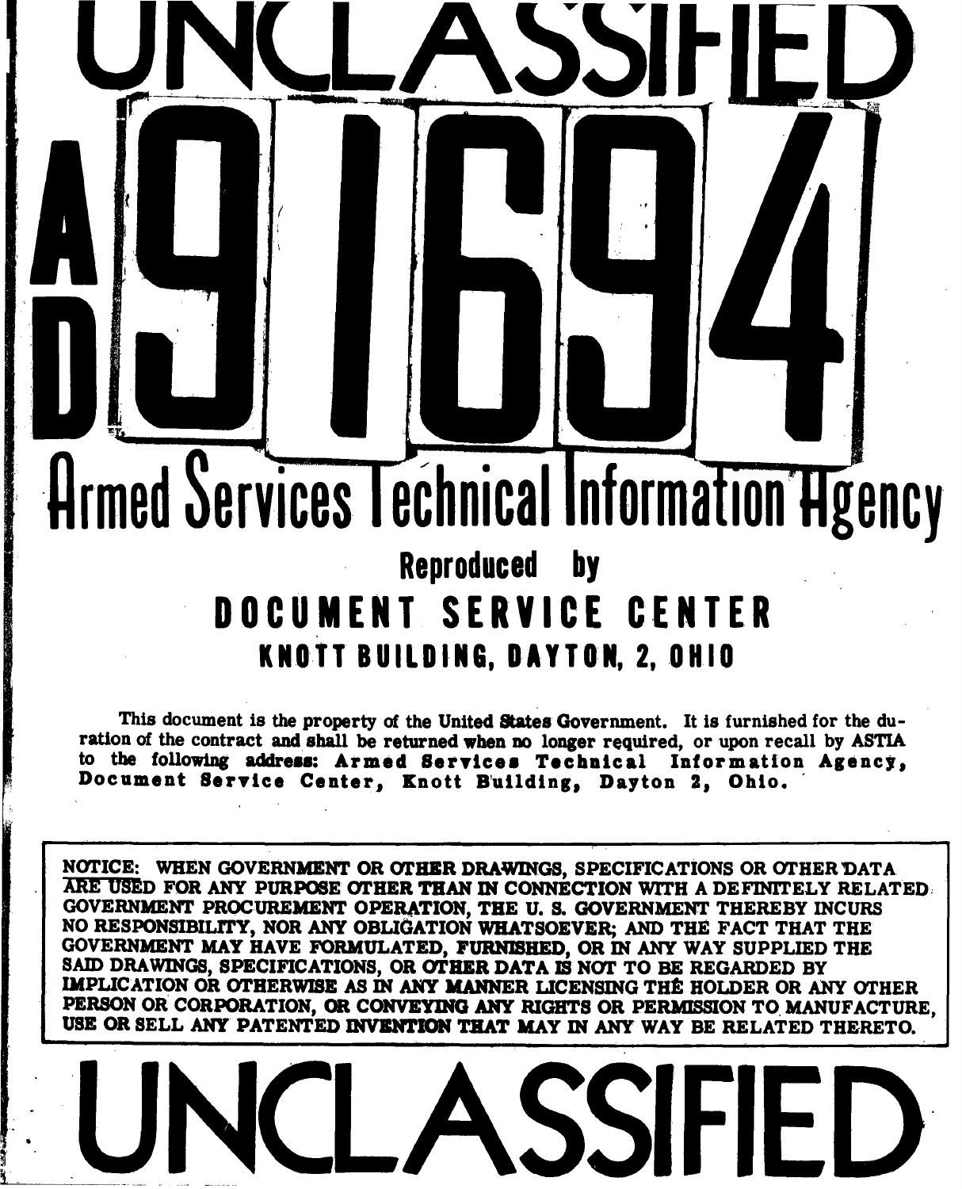# UNCLASSIFIED

# AD 91694

## Armed Services Technical Information Agency

Reproduced by

**DOCUMENT SERVICE CENTER**

**KNOTT BUILDING, DAYTON, 2, OHIO**

This document is the property of the United States Government. It is furnished for the duration of the contract and shall be returned when no longer required, or upon recall by ASTIA to the following address: Armed Services Technical Information Agency, Document Service Center, Knott Building, Dayton 2, Ohio.

NOTICE: WHEN GOVERNMENT OR OTHER DRAWINGS, SPECIFICATIONS OR OTHER DATA ARE USED FOR ANY PURPOSE OTHER THAN IN CONNECTION WITH A DEFINITELY RELATED GOVERNMENT PROCUREMENT OPERATION, THE U. S. GOVERNMENT THEREBY INCURS NO RESPONSIBILITY, NOR ANY OBLIGATION WHATSOEVER; AND THE FACT THAT THE GOVERNMENT MAY HAVE FORMULATED, FURNISHED, OR IN ANY WAY SUPPLIED THE SAID DRAWINGS, SPECIFICATIONS, OR OTHER DATA IS NOT TO BE REGARDED BY IMPLICATION OR OTHERWISE AS IN ANY MANNER LICENSING THE HOLDER OR ANY OTHER PERSON OR CORPORATION, OR CONVEYING ANY RIGHTS OR PERMISSION TO MANUFACTURE, USE OR SELL ANY PATENTED INVENTION THAT MAY IN ANY WAY BE RELATED THERETO.

# UNCLASSIFIED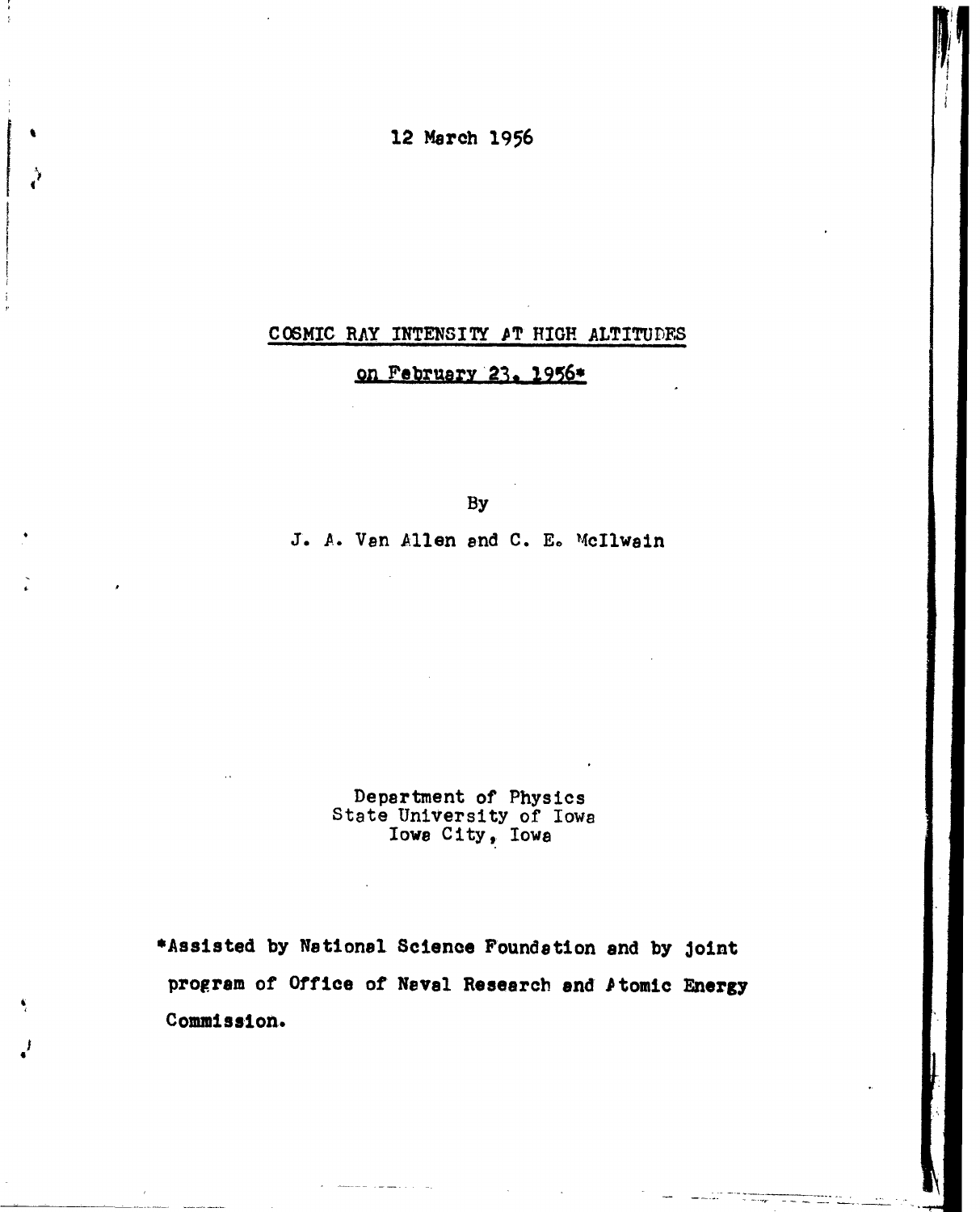12 March 1956

# COSMIC RAY INTENSITY AT HIGH ALTITUDES on February 23, 1956*

By

J. A. Van Allen and C. E. McIlwain

Department of Physics
State University of Iowa
Iowa City, Iowa

*Assisted by National Science Foundation and by joint program of Office of Naval Research and Atomic Energy Commission.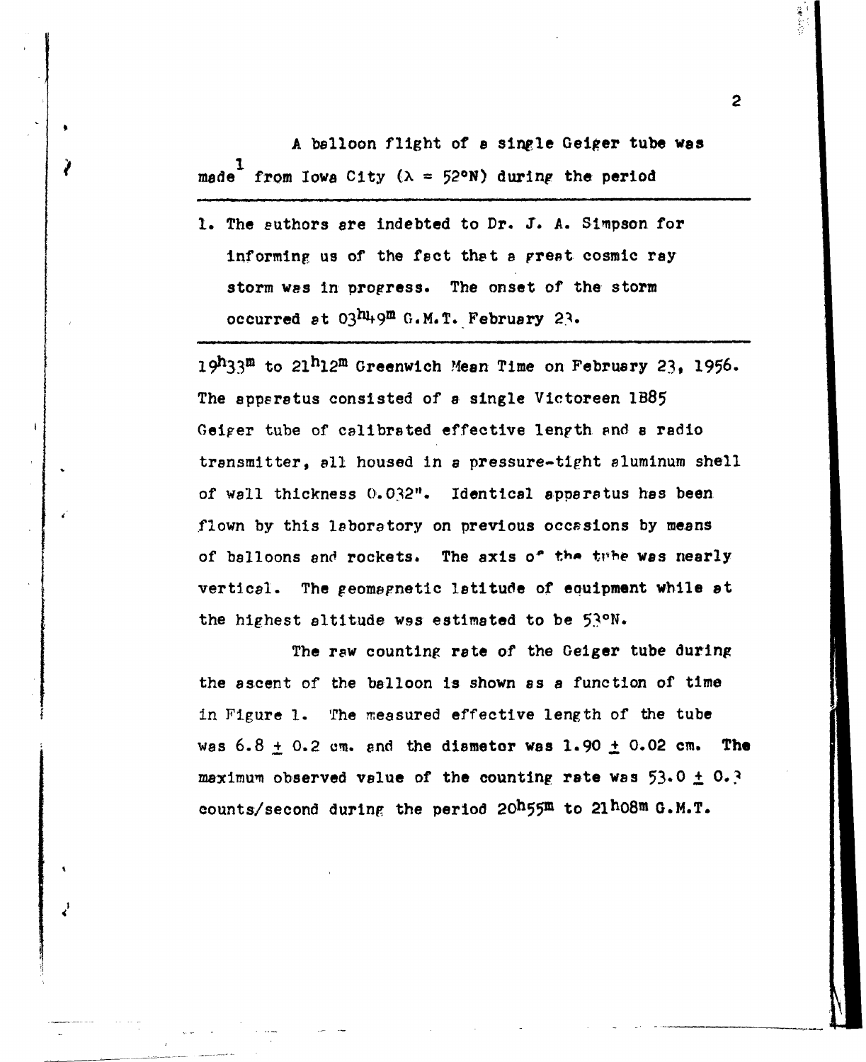A balloon flight of a single Geiger tube was made[1] from Iowa City ($\lambda$ = 52°N) during the period

---

1. The authors are indebted to Dr. J. A. Simpson for informing us of the fact that a great cosmic ray storm was in progress. The onset of the storm occurred at $03^{h}49^{m}$ G.M.T. February 23.

---

$19^{h}33^{m}$ to $21^{h}12^{m}$ Greenwich Mean Time on February 23, 1956. The apparatus consisted of a single Victoreen 1B85 Geiger tube of calibrated effective length and a radio transmitter, all housed in a pressure-tight aluminum shell of wall thickness 0.032". Identical apparatus has been flown by this laboratory on previous occasions by means of balloons and rockets. The axis of the tube was nearly vertical. The geomagnetic latitude of equipment while at the highest altitude was estimated to be 53°N.

The raw counting rate of the Geiger tube during the ascent of the balloon is shown as a function of time in Figure 1. The measured effective length of the tube was 6.8 $\pm$ 0.2 cm. and the diameter was 1.90 $\pm$ 0.02 cm. The maximum observed value of the counting rate was 53.0 $\pm$ 0.3 counts/second during the period $20^{h}55^{m}$ to $21^{h}08^{m}$ G.M.T.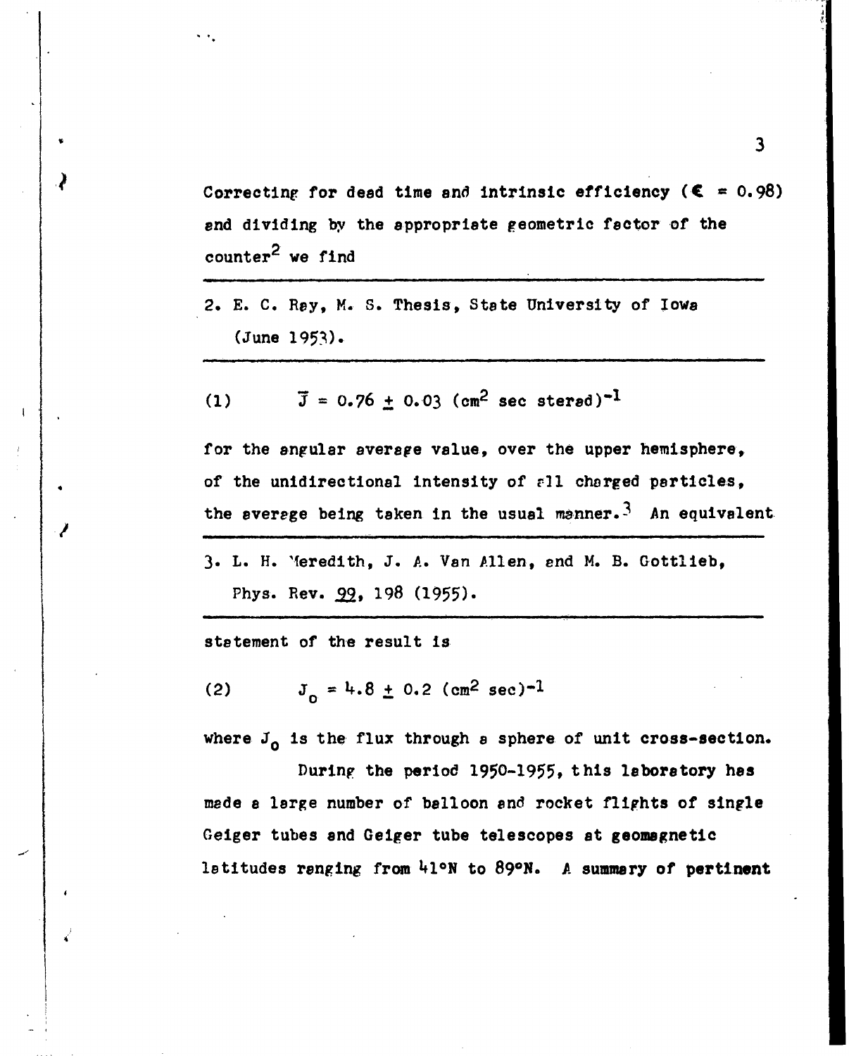Correcting for dead time and intrinsic efficiency ($\epsilon = 0.98$) and dividing by the appropriate geometric factor of the counter[2] we find

2. E. C. Ray, M. S. Thesis, State University of Iowa (June 1953).

(1) $$\bar{J} = 0.76 \pm 0.03 \text{ (cm}^2 \text{ sec sterad)}^{-1}$$

for the angular average value, over the upper hemisphere, of the unidirectional intensity of all charged particles, the average being taken in the usual manner.[3] An equivalent

3. L. H. Meredith, J. A. Van Allen, and M. B. Gottlieb, Phys. Rev. 99, 198 (1955).

statement of the result is

(2) $$J_o = 4.8 \pm 0.2 \text{ (cm}^2 \text{ sec)}^{-1}$$

where $J_o$ is the flux through a sphere of unit cross-section.

During the period 1950-1955, this laboratory has made a large number of balloon and rocket flights of single Geiger tubes and Geiger tube telescopes at geomagnetic latitudes ranging from 41°N to 89°N. A summary of pertinent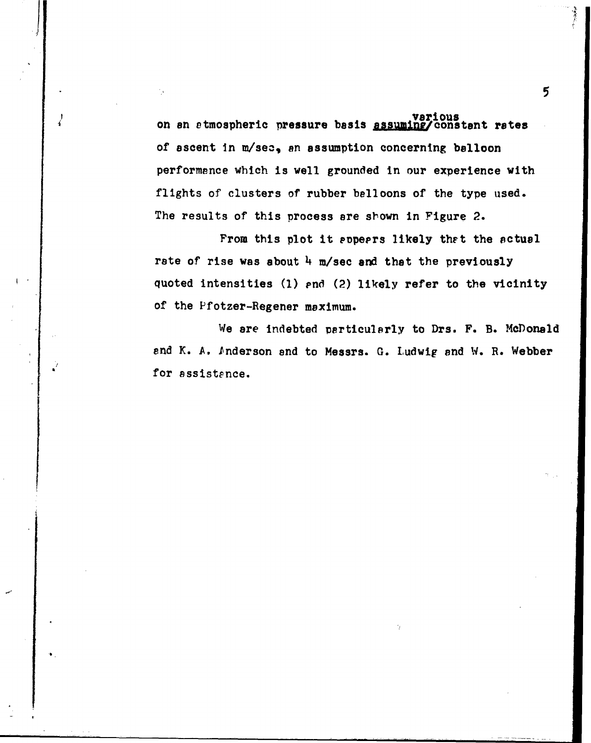on an atmospheric pressure basis assuming various constant rates of ascent in m/sec, an assumption concerning balloon performance which is well grounded in our experience with flights of clusters of rubber balloons of the type used. The results of this process are shown in Figure 2.

From this plot it appears likely that the actual rate of rise was about 4 m/sec and that the previously quoted intensities (1) and (2) likely refer to the vicinity of the Pfotzer-Regener maximum.

We are indebted particularly to Drs. F. B. McDonald and K. A. Anderson and to Messrs. G. Ludwig and W. R. Webber for assistance.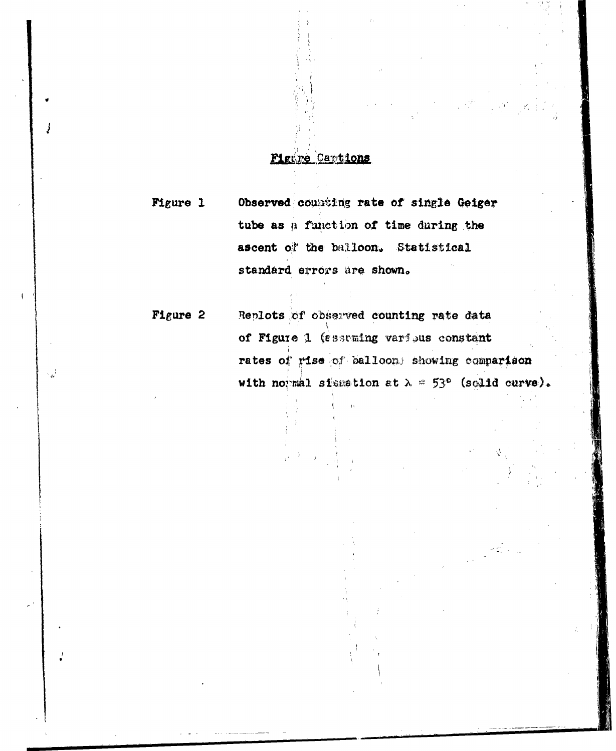## Figure Captions

Figure 1 Observed counting rate of single Geiger tube as a function of time during the ascent of the balloon. Statistical standard errors are shown.

Figure 2 Replots of observed counting rate data of Figure 1 (assuming various constant rates of rise of balloon) showing comparison with normal situation at $\lambda = 53°$ (solid curve).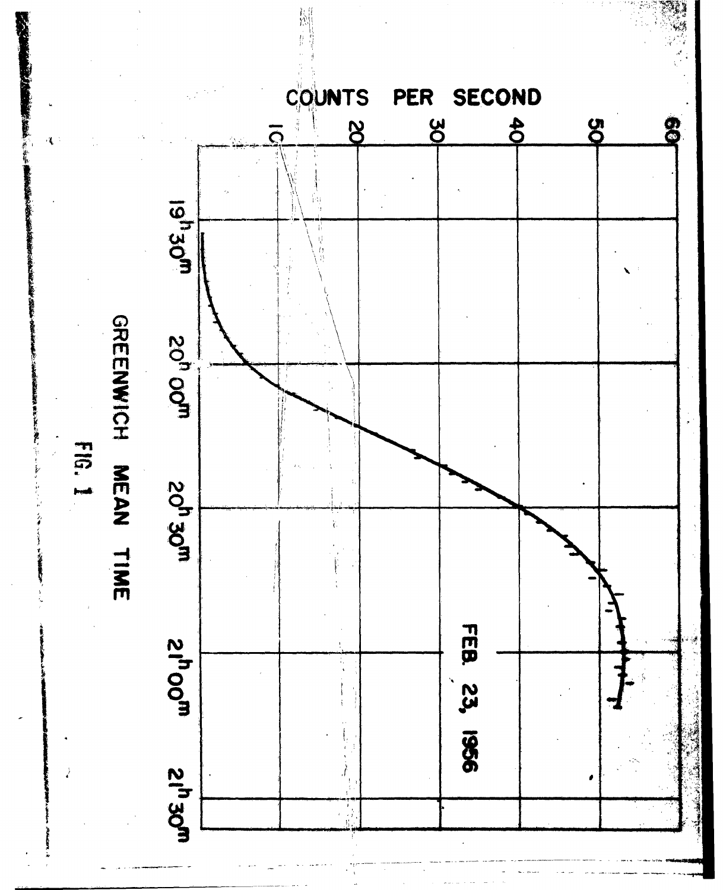COUNTS PER SECOND

60
50
40
30
20
10

$19^h30^m$ $20^h00^m$ $20^h30^m$ $21^h00^m$ $21^h30^m$

FEB. 23, 1956

GREENWICH MEAN TIME

FIG. 1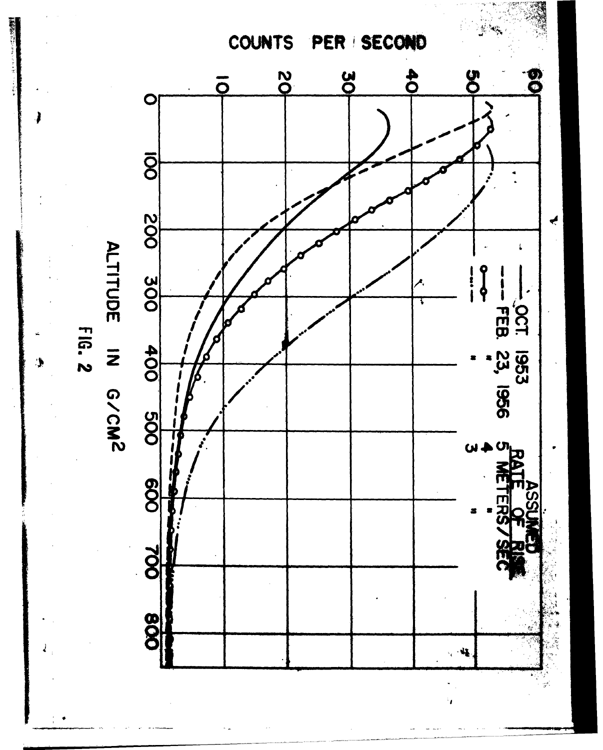COUNTS PER SECOND

60
50
40
30
20
10

0
100
200
300
400
500
600
700
800

ALTITUDE IN G/CM$^2$

OCT. 1953
FEB. 23, 1956
"
"

ASSUMED RATE OF RISE
5 METERS/SEC
4 "
3 "

FIG. 2